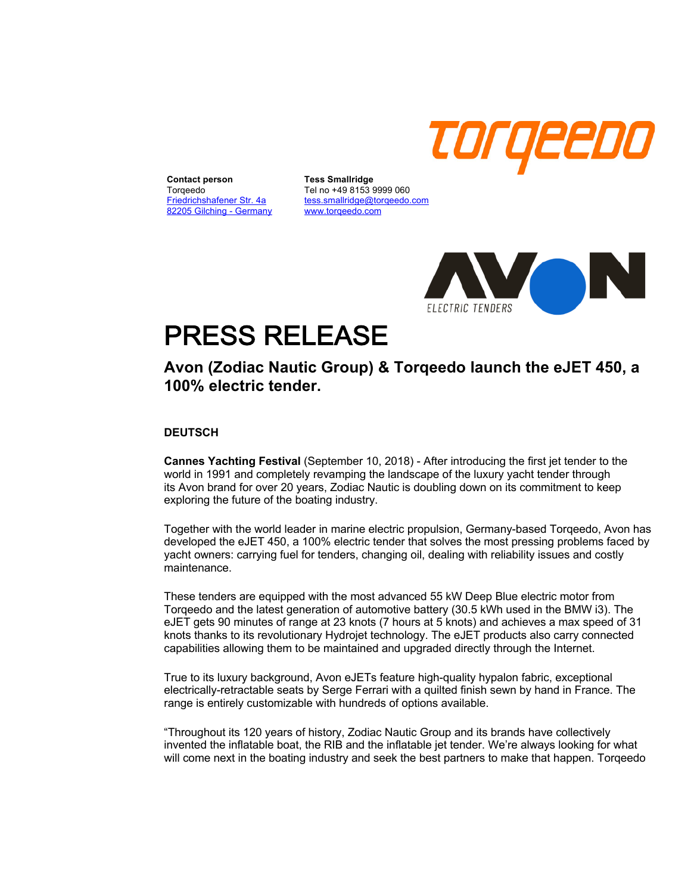**Contact person**
Torqeedo
Friedrichshafener Str. 4a
82205 Gilching - Germany

**Tess Smallridge**
Tel no +49 8153 9999 060
tess.smallridge@torqeedo.com
www.torqeedo.com

# PRESS RELEASE

## Avon (Zodiac Nautic Group) & Torqeedo launch the eJET 450, a 100% electric tender.

**DEUTSCH**

**Cannes Yachting Festival** (September 10, 2018) - After introducing the first jet tender to the world in 1991 and completely revamping the landscape of the luxury yacht tender through its Avon brand for over 20 years, Zodiac Nautic is doubling down on its commitment to keep exploring the future of the boating industry.

Together with the world leader in marine electric propulsion, Germany-based Torqeedo, Avon has developed the eJET 450, a 100% electric tender that solves the most pressing problems faced by yacht owners: carrying fuel for tenders, changing oil, dealing with reliability issues and costly maintenance.

These tenders are equipped with the most advanced 55 kW Deep Blue electric motor from Torqeedo and the latest generation of automotive battery (30.5 kWh used in the BMW i3). The eJET gets 90 minutes of range at 23 knots (7 hours at 5 knots) and achieves a max speed of 31 knots thanks to its revolutionary Hydrojet technology. The eJET products also carry connected capabilities allowing them to be maintained and upgraded directly through the Internet.

True to its luxury background, Avon eJETs feature high-quality hypalon fabric, exceptional electrically-retractable seats by Serge Ferrari with a quilted finish sewn by hand in France. The range is entirely customizable with hundreds of options available.

"Throughout its 120 years of history, Zodiac Nautic Group and its brands have collectively invented the inflatable boat, the RIB and the inflatable jet tender. We're always looking for what will come next in the boating industry and seek the best partners to make that happen. Torqeedo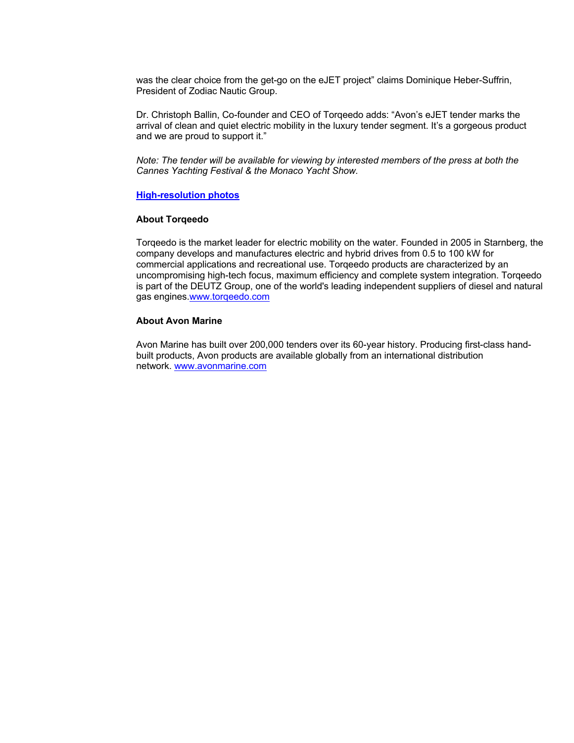was the clear choice from the get-go on the eJET project" claims Dominique Heber-Suffrin, President of Zodiac Nautic Group.

Dr. Christoph Ballin, Co-founder and CEO of Torqeedo adds: "Avon's eJET tender marks the arrival of clean and quiet electric mobility in the luxury tender segment. It's a gorgeous product and we are proud to support it."

*Note: The tender will be available for viewing by interested members of the press at both the Cannes Yachting Festival & the Monaco Yacht Show.*

**High-resolution photos**

**About Torqeedo**

Torqeedo is the market leader for electric mobility on the water. Founded in 2005 in Starnberg, the company develops and manufactures electric and hybrid drives from 0.5 to 100 kW for commercial applications and recreational use. Torqeedo products are characterized by an uncompromising high-tech focus, maximum efficiency and complete system integration. Torqeedo is part of the DEUTZ Group, one of the world's leading independent suppliers of diesel and natural gas engines.www.torqeedo.com

**About Avon Marine**

Avon Marine has built over 200,000 tenders over its 60-year history. Producing first-class hand-built products, Avon products are available globally from an international distribution network. www.avonmarine.com